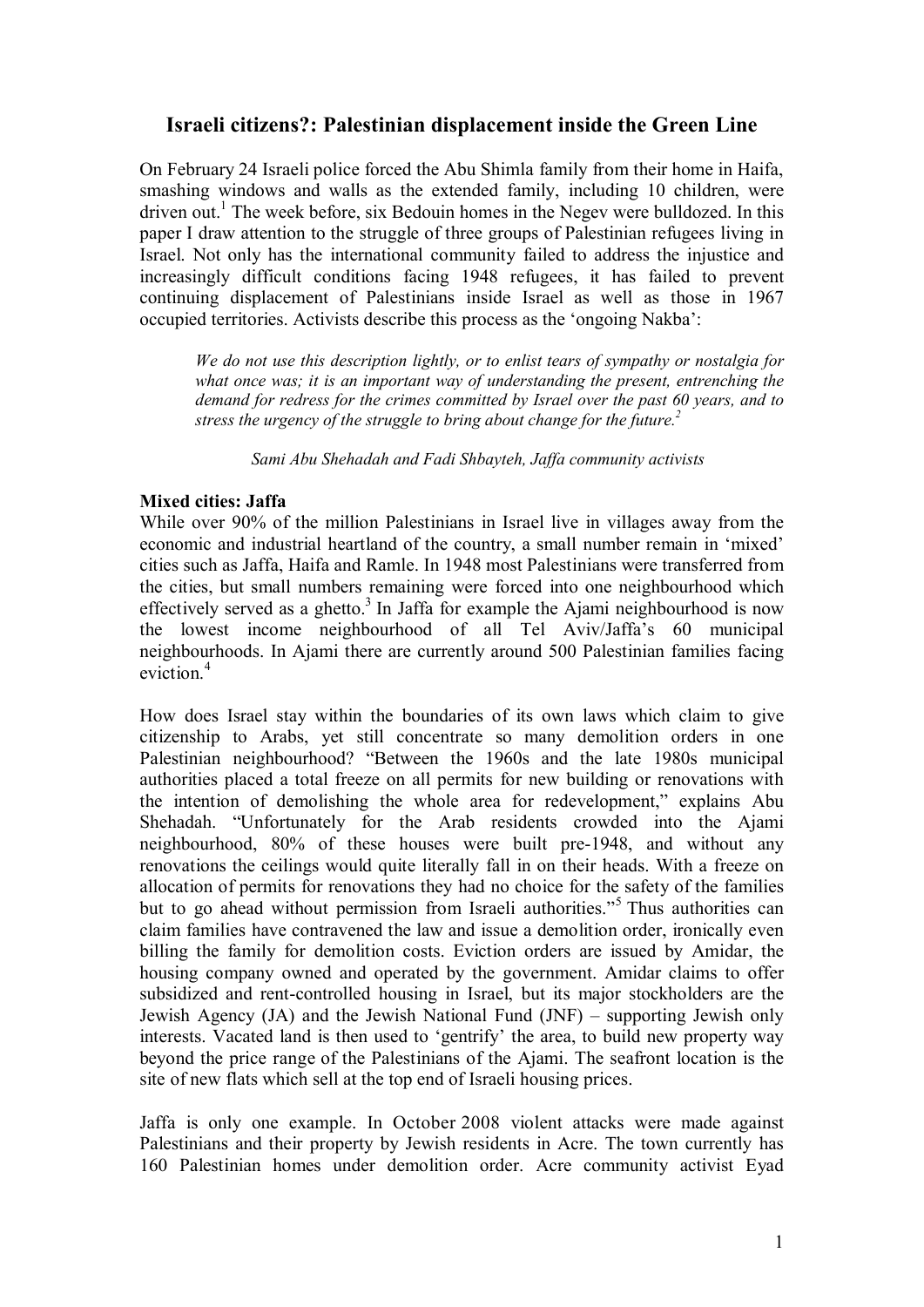# Israeli citizens?: Palestinian displacement inside the Green Line

On February 24 Israeli police forced the Abu Shimla family from their home in Haifa, smashing windows and walls as the extended family, including 10 children, were driven out.[1] The week before, six Bedouin homes in the Negev were bulldozed. In this paper I draw attention to the struggle of three groups of Palestinian refugees living in Israel. Not only has the international community failed to address the injustice and increasingly difficult conditions facing 1948 refugees, it has failed to prevent continuing displacement of Palestinians inside Israel as well as those in 1967 occupied territories. Activists describe this process as the 'ongoing Nakba':

> *We do not use this description lightly, or to enlist tears of sympathy or nostalgia for what once was; it is an important way of understanding the present, entrenching the demand for redress for the crimes committed by Israel over the past 60 years, and to stress the urgency of the struggle to bring about change for the future.*[2]
>
> *Sami Abu Shehadah and Fadi Shbayteh, Jaffa community activists*

**Mixed cities: Jaffa**

While over 90% of the million Palestinians in Israel live in villages away from the economic and industrial heartland of the country, a small number remain in 'mixed' cities such as Jaffa, Haifa and Ramle. In 1948 most Palestinians were transferred from the cities, but small numbers remaining were forced into one neighbourhood which effectively served as a ghetto.[3] In Jaffa for example the Ajami neighbourhood is now the lowest income neighbourhood of all Tel Aviv/Jaffa's 60 municipal neighbourhoods. In Ajami there are currently around 500 Palestinian families facing eviction.[4]

How does Israel stay within the boundaries of its own laws which claim to give citizenship to Arabs, yet still concentrate so many demolition orders in one Palestinian neighbourhood? "Between the 1960s and the late 1980s municipal authorities placed a total freeze on all permits for new building or renovations with the intention of demolishing the whole area for redevelopment," explains Abu Shehadah. "Unfortunately for the Arab residents crowded into the Ajami neighbourhood, 80% of these houses were built pre-1948, and without any renovations the ceilings would quite literally fall in on their heads. With a freeze on allocation of permits for renovations they had no choice for the safety of the families but to go ahead without permission from Israeli authorities."[5] Thus authorities can claim families have contravened the law and issue a demolition order, ironically even billing the family for demolition costs. Eviction orders are issued by Amidar, the housing company owned and operated by the government. Amidar claims to offer subsidized and rent-controlled housing in Israel, but its major stockholders are the Jewish Agency (JA) and the Jewish National Fund (JNF) – supporting Jewish only interests. Vacated land is then used to 'gentrify' the area, to build new property way beyond the price range of the Palestinians of the Ajami. The seafront location is the site of new flats which sell at the top end of Israeli housing prices.

Jaffa is only one example. In October 2008 violent attacks were made against Palestinians and their property by Jewish residents in Acre. The town currently has 160 Palestinian homes under demolition order. Acre community activist Eyad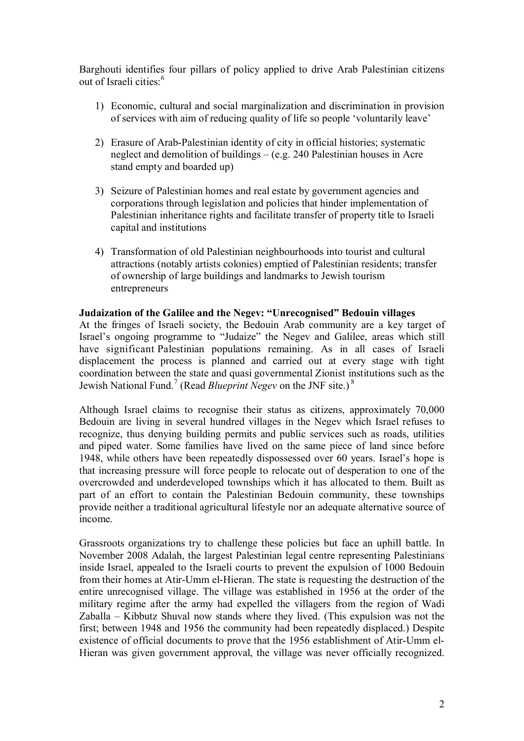Barghouti identifies four pillars of policy applied to drive Arab Palestinian citizens out of Israeli cities:[6]

1) Economic, cultural and social marginalization and discrimination in provision of services with aim of reducing quality of life so people 'voluntarily leave'

2) Erasure of Arab-Palestinian identity of city in official histories; systematic neglect and demolition of buildings – (e.g. 240 Palestinian houses in Acre stand empty and boarded up)

3) Seizure of Palestinian homes and real estate by government agencies and corporations through legislation and policies that hinder implementation of Palestinian inheritance rights and facilitate transfer of property title to Israeli capital and institutions

4) Transformation of old Palestinian neighbourhoods into tourist and cultural attractions (notably artists colonies) emptied of Palestinian residents; transfer of ownership of large buildings and landmarks to Jewish tourism entrepreneurs

**Judaization of the Galilee and the Negev: "Unrecognised" Bedouin villages**

At the fringes of Israeli society, the Bedouin Arab community are a key target of Israel's ongoing programme to "Judaize" the Negev and Galilee, areas which still have significant Palestinian populations remaining. As in all cases of Israeli displacement the process is planned and carried out at every stage with tight coordination between the state and quasi governmental Zionist institutions such as the Jewish National Fund.[7] (Read *Blueprint Negev* on the JNF site.)[8]

Although Israel claims to recognise their status as citizens, approximately 70,000 Bedouin are living in several hundred villages in the Negev which Israel refuses to recognize, thus denying building permits and public services such as roads, utilities and piped water. Some families have lived on the same piece of land since before 1948, while others have been repeatedly dispossessed over 60 years. Israel's hope is that increasing pressure will force people to relocate out of desperation to one of the overcrowded and underdeveloped townships which it has allocated to them. Built as part of an effort to contain the Palestinian Bedouin community, these townships provide neither a traditional agricultural lifestyle nor an adequate alternative source of income.

Grassroots organizations try to challenge these policies but face an uphill battle. In November 2008 Adalah, the largest Palestinian legal centre representing Palestinians inside Israel, appealed to the Israeli courts to prevent the expulsion of 1000 Bedouin from their homes at Atir-Umm el-Hieran. The state is requesting the destruction of the entire unrecognised village. The village was established in 1956 at the order of the military regime after the army had expelled the villagers from the region of Wadi Zaballa – Kibbutz Shuval now stands where they lived. (This expulsion was not the first; between 1948 and 1956 the community had been repeatedly displaced.) Despite existence of official documents to prove that the 1956 establishment of Atir-Umm el-Hieran was given government approval, the village was never officially recognized.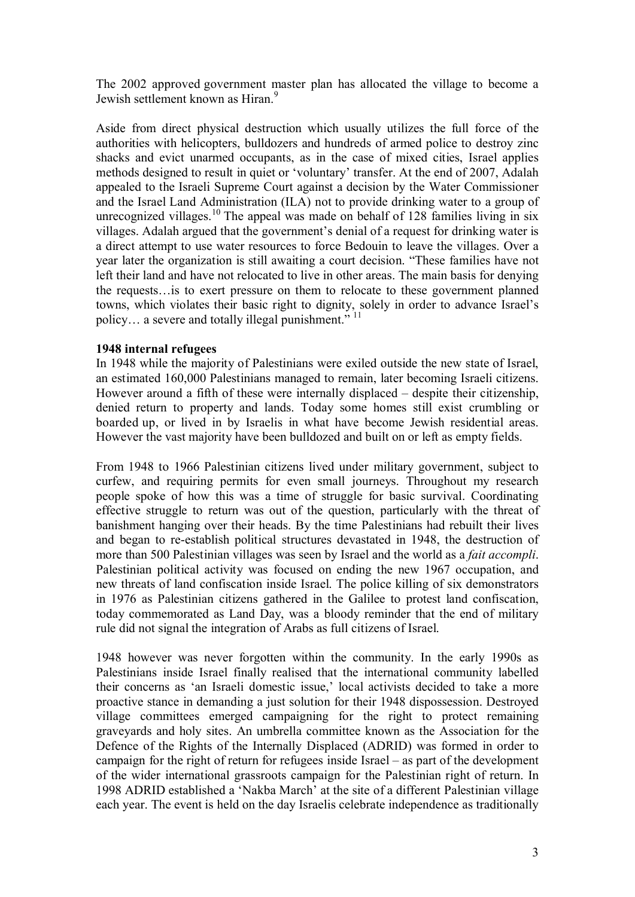The 2002 approved government master plan has allocated the village to become a Jewish settlement known as Hiran.[9]

Aside from direct physical destruction which usually utilizes the full force of the authorities with helicopters, bulldozers and hundreds of armed police to destroy zinc shacks and evict unarmed occupants, as in the case of mixed cities, Israel applies methods designed to result in quiet or 'voluntary' transfer. At the end of 2007, Adalah appealed to the Israeli Supreme Court against a decision by the Water Commissioner and the Israel Land Administration (ILA) not to provide drinking water to a group of unrecognized villages.[10] The appeal was made on behalf of 128 families living in six villages. Adalah argued that the government's denial of a request for drinking water is a direct attempt to use water resources to force Bedouin to leave the villages. Over a year later the organization is still awaiting a court decision. "These families have not left their land and have not relocated to live in other areas. The main basis for denying the requests…is to exert pressure on them to relocate to these government planned towns, which violates their basic right to dignity, solely in order to advance Israel's policy… a severe and totally illegal punishment."[11]

**1948 internal refugees**

In 1948 while the majority of Palestinians were exiled outside the new state of Israel, an estimated 160,000 Palestinians managed to remain, later becoming Israeli citizens. However around a fifth of these were internally displaced – despite their citizenship, denied return to property and lands. Today some homes still exist crumbling or boarded up, or lived in by Israelis in what have become Jewish residential areas. However the vast majority have been bulldozed and built on or left as empty fields.

From 1948 to 1966 Palestinian citizens lived under military government, subject to curfew, and requiring permits for even small journeys. Throughout my research people spoke of how this was a time of struggle for basic survival. Coordinating effective struggle to return was out of the question, particularly with the threat of banishment hanging over their heads. By the time Palestinians had rebuilt their lives and began to re-establish political structures devastated in 1948, the destruction of more than 500 Palestinian villages was seen by Israel and the world as a *fait accompli*. Palestinian political activity was focused on ending the new 1967 occupation, and new threats of land confiscation inside Israel. The police killing of six demonstrators in 1976 as Palestinian citizens gathered in the Galilee to protest land confiscation, today commemorated as Land Day, was a bloody reminder that the end of military rule did not signal the integration of Arabs as full citizens of Israel.

1948 however was never forgotten within the community. In the early 1990s as Palestinians inside Israel finally realised that the international community labelled their concerns as 'an Israeli domestic issue,' local activists decided to take a more proactive stance in demanding a just solution for their 1948 dispossession. Destroyed village committees emerged campaigning for the right to protect remaining graveyards and holy sites. An umbrella committee known as the Association for the Defence of the Rights of the Internally Displaced (ADRID) was formed in order to campaign for the right of return for refugees inside Israel – as part of the development of the wider international grassroots campaign for the Palestinian right of return. In 1998 ADRID established a 'Nakba March' at the site of a different Palestinian village each year. The event is held on the day Israelis celebrate independence as traditionally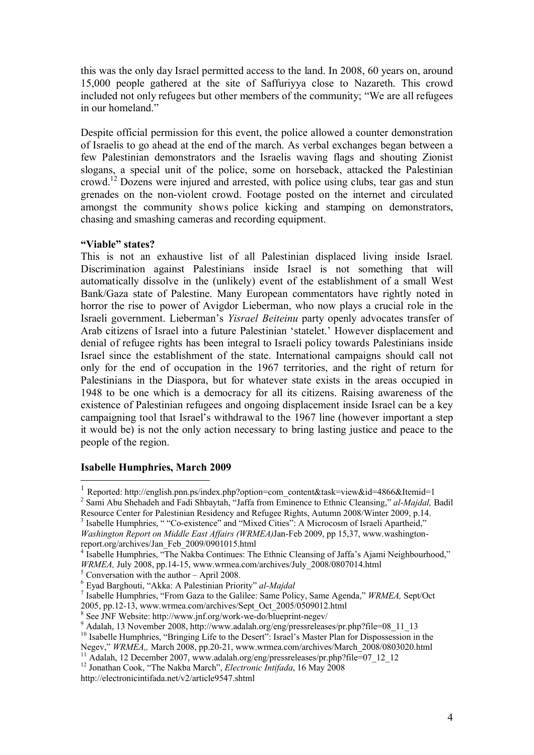this was the only day Israel permitted access to the land. In 2008, 60 years on, around 15,000 people gathered at the site of Saffuriyya close to Nazareth. This crowd included not only refugees but other members of the community; "We are all refugees in our homeland."

Despite official permission for this event, the police allowed a counter demonstration of Israelis to go ahead at the end of the march. As verbal exchanges began between a few Palestinian demonstrators and the Israelis waving flags and shouting Zionist slogans, a special unit of the police, some on horseback, attacked the Palestinian crowd.[12] Dozens were injured and arrested, with police using clubs, tear gas and stun grenades on the non-violent crowd. Footage posted on the internet and circulated amongst the community shows police kicking and stamping on demonstrators, chasing and smashing cameras and recording equipment.

**"Viable" states?**

This is not an exhaustive list of all Palestinian displaced living inside Israel. Discrimination against Palestinians inside Israel is not something that will automatically dissolve in the (unlikely) event of the establishment of a small West Bank/Gaza state of Palestine. Many European commentators have rightly noted in horror the rise to power of Avigdor Lieberman, who now plays a crucial role in the Israeli government. Lieberman's *Yisrael Beiteinu* party openly advocates transfer of Arab citizens of Israel into a future Palestinian 'statelet.' However displacement and denial of refugee rights has been integral to Israeli policy towards Palestinians inside Israel since the establishment of the state. International campaigns should call not only for the end of occupation in the 1967 territories, and the right of return for Palestinians in the Diaspora, but for whatever state exists in the areas occupied in 1948 to be one which is a democracy for all its citizens. Raising awareness of the existence of Palestinian refugees and ongoing displacement inside Israel can be a key campaigning tool that Israel's withdrawal to the 1967 line (however important a step it would be) is not the only action necessary to bring lasting justice and peace to the people of the region.

**Isabelle Humphries, March 2009**

---

[1] Reported: http://english.pnn.ps/index.php?option=com_content&task=view&id=4866&Itemid=1

[2] Sami Abu Shehadeh and Fadi Shbaytah, "Jaffa from Eminence to Ethnic Cleansing," *al-Majdal,* Badil Resource Center for Palestinian Residency and Refugee Rights, Autumn 2008/Winter 2009, p.14.

[3] Isabelle Humphries, " "Co-existence" and "Mixed Cities": A Microcosm of Israeli Apartheid," *Washington Report on Middle East Affairs (WRMEA)*Jan-Feb 2009, pp 15,37, www.washington-report.org/archives/Jan_Feb_2009/0901015.html

[4] Isabelle Humphries, "The Nakba Continues: The Ethnic Cleansing of Jaffa's Ajami Neighbourhood," *WRMEA,* July 2008, pp.14-15, www.wrmea.com/archives/July_2008/0807014.html

[5] Conversation with the author – April 2008.

[6] Eyad Barghouti, "Akka: A Palestinian Priority" *al-Majdal*

[7] Isabelle Humphries, "From Gaza to the Galilee: Same Policy, Same Agenda," *WRMEA,* Sept/Oct 2005, pp.12-13, www.wrmea.com/archives/Sept_Oct_2005/0509012.html

[8] See JNF Website: http://www.jnf.org/work-we-do/blueprint-negev/

[9] Adalah, 13 November 2008, http://www.adalah.org/eng/pressreleases/pr.php?file=08_11_13

[10] Isabelle Humphries, "Bringing Life to the Desert": Israel's Master Plan for Dispossession in the Negev," *WRMEA,,* March 2008, pp.20-21, www.wrmea.com/archives/March_2008/0803020.html

[11] Adalah, 12 December 2007, www.adalah.org/eng/pressreleases/pr.php?file=07_12_12

[12] Jonathan Cook, "The Nakba March", *Electronic Intifada*, 16 May 2008 http://electronicintifada.net/v2/article9547.shtml